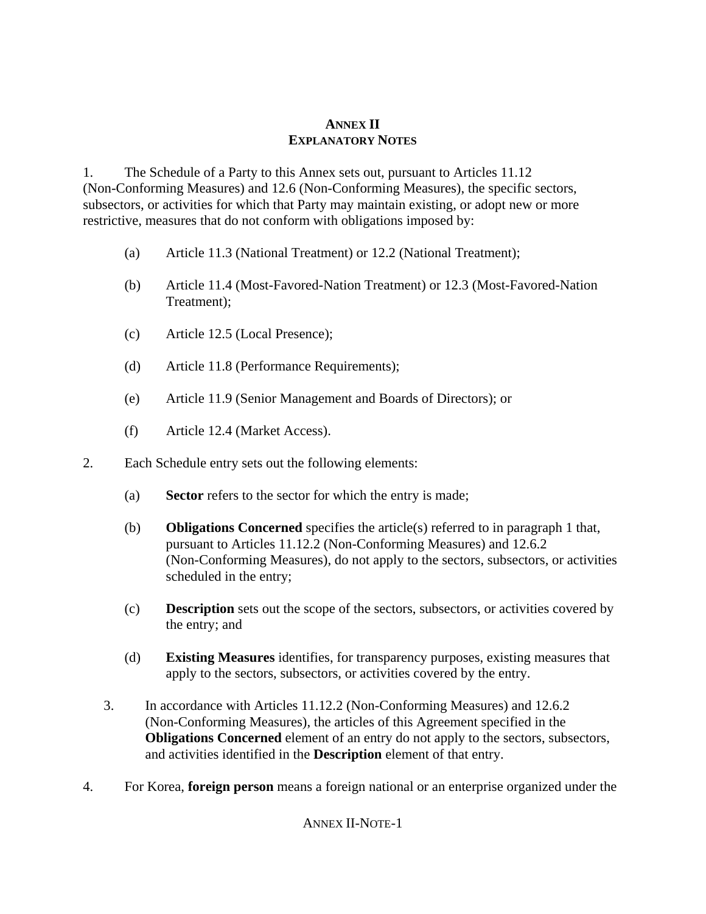# ANNEX II
## EXPLANATORY NOTES

1. The Schedule of a Party to this Annex sets out, pursuant to Articles 11.12 (Non-Conforming Measures) and 12.6 (Non-Conforming Measures), the specific sectors, subsectors, or activities for which that Party may maintain existing, or adopt new or more restrictive, measures that do not conform with obligations imposed by:

   (a) Article 11.3 (National Treatment) or 12.2 (National Treatment);

   (b) Article 11.4 (Most-Favored-Nation Treatment) or 12.3 (Most-Favored-Nation Treatment);

   (c) Article 12.5 (Local Presence);

   (d) Article 11.8 (Performance Requirements);

   (e) Article 11.9 (Senior Management and Boards of Directors); or

   (f) Article 12.4 (Market Access).

2. Each Schedule entry sets out the following elements:

   (a) **Sector** refers to the sector for which the entry is made;

   (b) **Obligations Concerned** specifies the article(s) referred to in paragraph 1 that, pursuant to Articles 11.12.2 (Non-Conforming Measures) and 12.6.2 (Non-Conforming Measures), do not apply to the sectors, subsectors, or activities scheduled in the entry;

   (c) **Description** sets out the scope of the sectors, subsectors, or activities covered by the entry; and

   (d) **Existing Measures** identifies, for transparency purposes, existing measures that apply to the sectors, subsectors, or activities covered by the entry.

3. In accordance with Articles 11.12.2 (Non-Conforming Measures) and 12.6.2 (Non-Conforming Measures), the articles of this Agreement specified in the **Obligations Concerned** element of an entry do not apply to the sectors, subsectors, and activities identified in the **Description** element of that entry.

4. For Korea, **foreign person** means a foreign national or an enterprise organized under the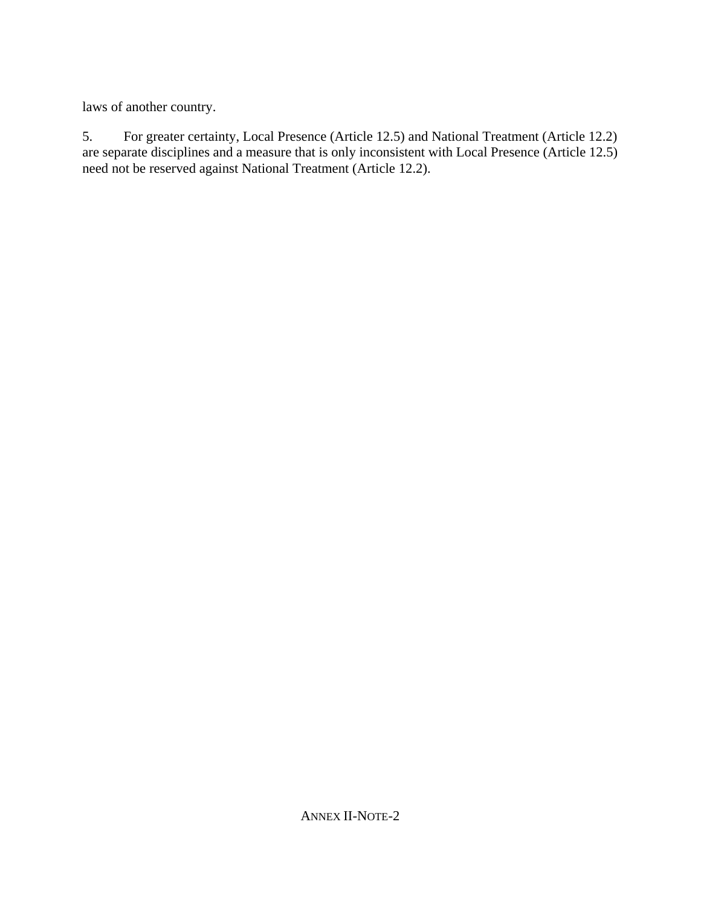laws of another country.

5. For greater certainty, Local Presence (Article 12.5) and National Treatment (Article 12.2) are separate disciplines and a measure that is only inconsistent with Local Presence (Article 12.5) need not be reserved against National Treatment (Article 12.2).